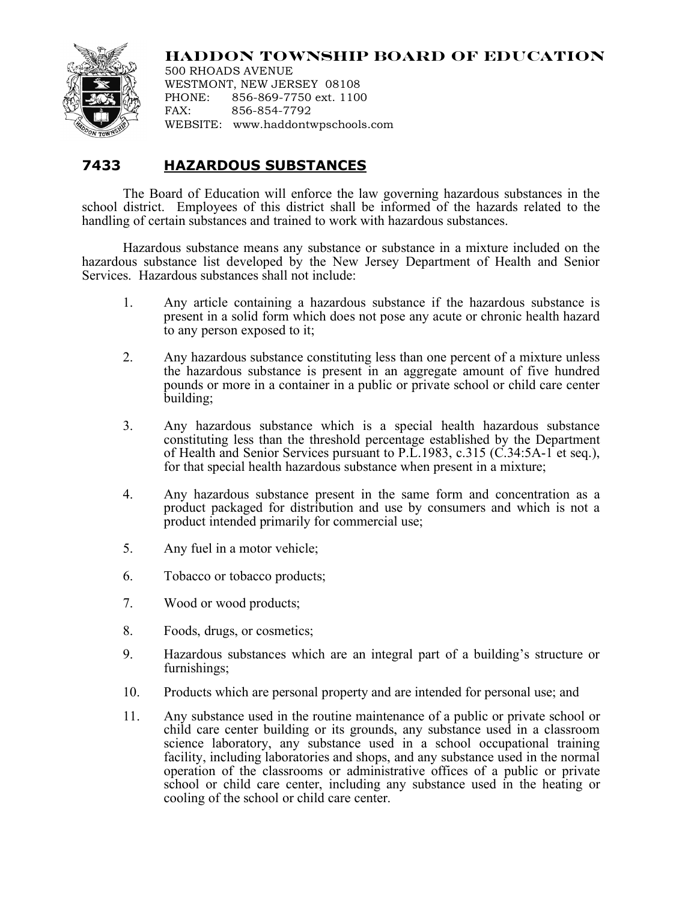# HADDON TOWNSHIP BOARD OF EDUCATION

500 RHOADS AVENUE
WESTMONT, NEW JERSEY 08108
PHONE: 856-869-7750 ext. 1100
FAX: 856-854-7792
WEBSITE: www.haddontwpschools.com

## 7433 HAZARDOUS SUBSTANCES

The Board of Education will enforce the law governing hazardous substances in the school district. Employees of this district shall be informed of the hazards related to the handling of certain substances and trained to work with hazardous substances.

Hazardous substance means any substance or substance in a mixture included on the hazardous substance list developed by the New Jersey Department of Health and Senior Services. Hazardous substances shall not include:

1. Any article containing a hazardous substance if the hazardous substance is present in a solid form which does not pose any acute or chronic health hazard to any person exposed to it;

2. Any hazardous substance constituting less than one percent of a mixture unless the hazardous substance is present in an aggregate amount of five hundred pounds or more in a container in a public or private school or child care center building;

3. Any hazardous substance which is a special health hazardous substance constituting less than the threshold percentage established by the Department of Health and Senior Services pursuant to P.L.1983, c.315 (C.34:5A-1 et seq.), for that special health hazardous substance when present in a mixture;

4. Any hazardous substance present in the same form and concentration as a product packaged for distribution and use by consumers and which is not a product intended primarily for commercial use;

5. Any fuel in a motor vehicle;

6. Tobacco or tobacco products;

7. Wood or wood products;

8. Foods, drugs, or cosmetics;

9. Hazardous substances which are an integral part of a building's structure or furnishings;

10. Products which are personal property and are intended for personal use; and

11. Any substance used in the routine maintenance of a public or private school or child care center building or its grounds, any substance used in a classroom science laboratory, any substance used in a school occupational training facility, including laboratories and shops, and any substance used in the normal operation of the classrooms or administrative offices of a public or private school or child care center, including any substance used in the heating or cooling of the school or child care center.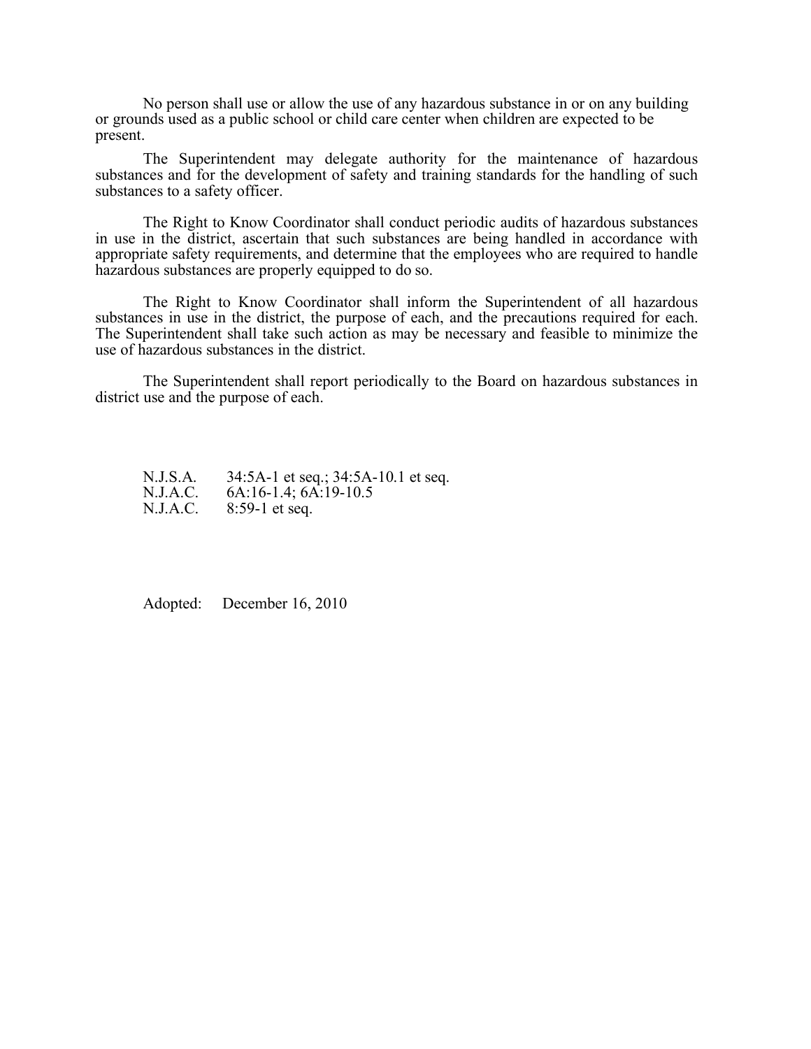No person shall use or allow the use of any hazardous substance in or on any building or grounds used as a public school or child care center when children are expected to be present.

The Superintendent may delegate authority for the maintenance of hazardous substances and for the development of safety and training standards for the handling of such substances to a safety officer.

The Right to Know Coordinator shall conduct periodic audits of hazardous substances in use in the district, ascertain that such substances are being handled in accordance with appropriate safety requirements, and determine that the employees who are required to handle hazardous substances are properly equipped to do so.

The Right to Know Coordinator shall inform the Superintendent of all hazardous substances in use in the district, the purpose of each, and the precautions required for each. The Superintendent shall take such action as may be necessary and feasible to minimize the use of hazardous substances in the district.

The Superintendent shall report periodically to the Board on hazardous substances in district use and the purpose of each.

N.J.S.A. 34:5A-1 et seq.; 34:5A-10.1 et seq.
N.J.A.C. 6A:16-1.4; 6A:19-10.5
N.J.A.C. 8:59-1 et seq.

Adopted: December 16, 2010